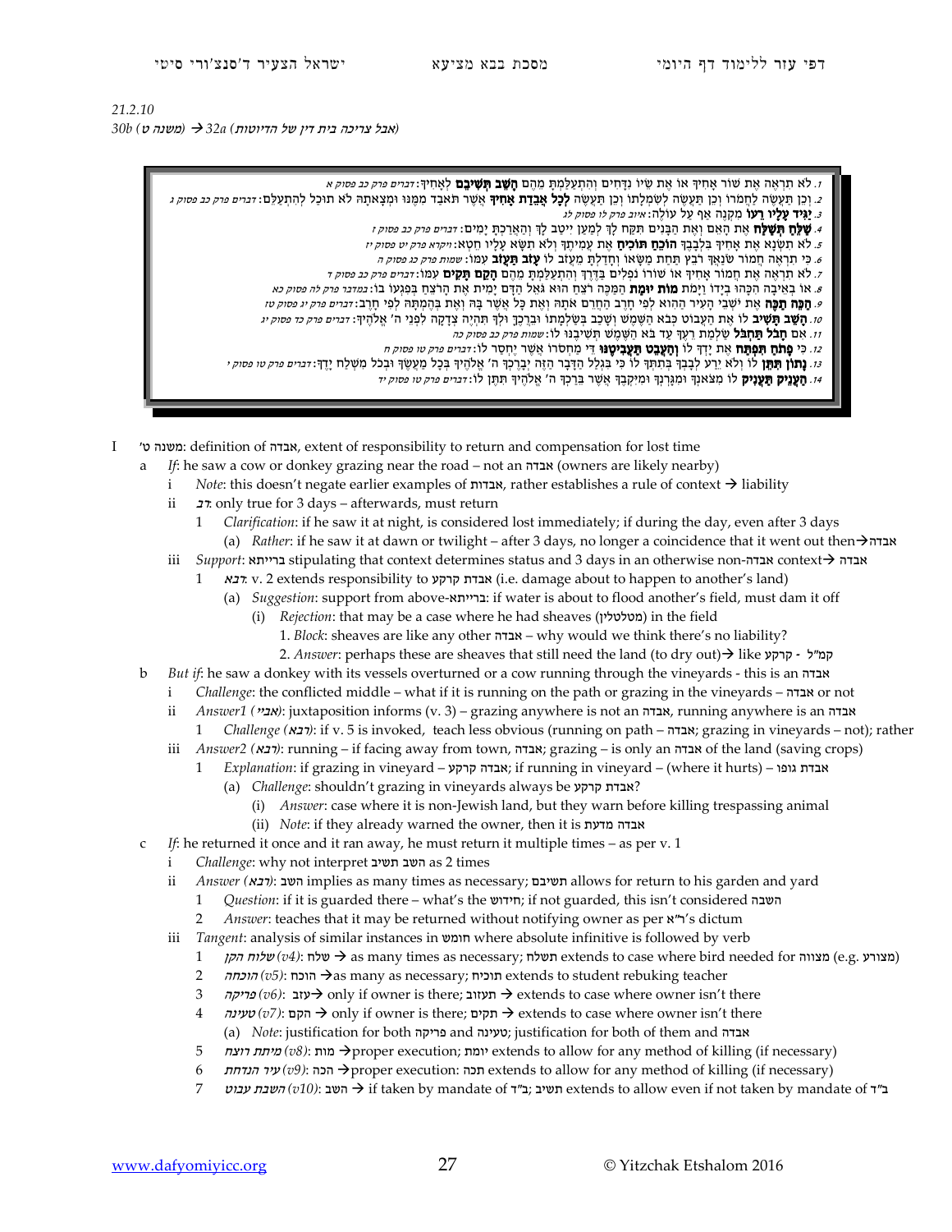*21.2.10*

*30b (משנה ט) → 32a (אבל צריכה בית דין של הדיוטות)*

> 1. לא תִרְאֶה אֶת שׁוֹר אָחִיךָ אוֹ אֶת שֵׂיוֹ נִדָּחִים וְהִתְעַלַּמְתָּ מֵהֶם **הָשֵׁב תְּשִׁיבֵם** לְאָחִיךָ: *דברים פרק כב פסוק א*
> 2. וְכֵן תַּעֲשֶׂה לַחֲמֹרוֹ וְכֵן תַּעֲשֶׂה לְשִׂמְלָתוֹ וְכֵן תַּעֲשֶׂה **לְכָל אֲבֵדַת אָחִיךָ** אֲשֶׁר תֹּאבַד מִמֶּנּוּ וּמְצָאתָהּ לֹא תוּכַל לְהִתְעַלֵּם: *דברים פרק כב פסוק ג*
> 3. **יַגִּיד עָלָיו רֵעוֹ** מִקְנֶה אַף עַל עוֹלֶה: *איוב פרק לו פסוק לג*
> 4. **שַׁלֵּחַ תְּשַׁלַּח** אֶת הָאֵם וְאֶת הַבָּנִים תִּקַּח לָךְ לְמַעַן יִיטַב לָךְ וְהַאֲרַכְתָּ יָמִים: *דברים פרק כב פסוק ז*
> 5. לֹא תִשְׂנָא אֶת אָחִיךָ בִּלְבָבֶךָ **הוֹכֵחַ תּוֹכִיחַ** אֶת עֲמִיתֶךָ וְלֹא תִשָּׂא עָלָיו חֵטְא: *ויקרא פרק יט פסוק יז*
> 6. כִּי תִרְאֶה חֲמוֹר שֹׂנַאֲךָ רֹבֵץ תַּחַת מַשָּׂאוֹ וְחָדַלְתָּ מֵעֲזֹב לוֹ **עָזֹב תַּעֲזֹב** עִמּוֹ: *שמות פרק כג פסוק ה*
> 7. לֹא תִרְאֶה אֶת חֲמוֹר אָחִיךָ אוֹ שׁוֹרוֹ נֹפְלִים בַּדֶּרֶךְ וְהִתְעַלַּמְתָּ מֵהֶם **הָקֵם תָּקִים** עִמּוֹ: *דברים פרק כב פסוק ד*
> 8. אוֹ בְאֵיבָה הִכָּהוּ בְיָדוֹ וַיָּמֹת **מוֹת יוּמַת** הַמַּכֶּה רֹצֵחַ הוּא גֹּאֵל הַדָּם יָמִית אֶת הָרֹצֵחַ בְּפִגְעוֹ בוֹ: *במדבר פרק לה פסוק כא*
> 9. **הַכֵּה תַכֶּה** אֶת יֹשְׁבֵי הָעִיר הַהִוא לְפִי חָרֶב הַחֲרֵם אֹתָהּ וְאֶת כָּל אֲשֶׁר בָּהּ וְאֶת בְּהֶמְתָּהּ לְפִי חָרֶב: *דברים פרק יג פסוק טז*
> 10. **הָשֵׁב תָּשִׁיב** לוֹ אֶת הָעֲבוֹט כְּבוֹא הַשֶּׁמֶשׁ וְשָׁכַב בְּשַׂלְמָתוֹ וּבֵרְכֶךָּ וּלְךָ תִּהְיֶה צְדָקָה לִפְנֵי ה' אֱלֹהֶיךָ: *דברים פרק כד פסוק יג*
> 11. אִם **חָבֹל תַּחְבֹּל** שַׂלְמַת רֵעֶךָ עַד בֹּא הַשֶּׁמֶשׁ תְּשִׁיבֶנּוּ לוֹ: *שמות פרק כב פסוק כה*
> 12. כִּי **פָתֹחַ תִּפְתַּח** אֶת יָדְךָ לוֹ **וְהַעֲבֵט תַּעֲבִיטֶנּוּ** דֵּי מַחְסֹרוֹ אֲשֶׁר יֶחְסַר לוֹ: *דברים פרק טו פסוק ח*
> 13. **נָתוֹן תִּתֵּן** לוֹ וְלֹא יֵרַע לְבָבְךָ בְּתִתְּךָ לוֹ כִּי בִּגְלַל הַדָּבָר הַזֶּה יְבָרֶכְךָ ה' אֱלֹהֶיךָ בְּכָל מַעֲשֶׂךָ וּבְכֹל מִשְׁלַח יָדֶךָ: *דברים פרק טו פסוק י*
> 14. **הַעֲנֵיק תַּעֲנִיק** לוֹ מִצֹּאנְךָ וּמִגָּרְנְךָ וּמִיִּקְבֶךָ אֲשֶׁר בֵּרַכְךָ ה' אֱלֹהֶיךָ תִּתֶּן לוֹ: *דברים פרק טו פסוק יד*

- I משנה ט': definition of אבדה, extent of responsibility to return and compensation for lost time
  - a *If*: he saw a cow or donkey grazing near the road – not an אבדה (owners are likely nearby)
    - i *Note*: this doesn't negate earlier examples of אבדות, rather establishes a rule of context → liability
    - ii *רב*: only true for 3 days – afterwards, must return
      - 1 *Clarification*: if he saw it at night, is considered lost immediately; if during the day, even after 3 days
        - (a) *Rather*: if he saw it at dawn or twilight – after 3 days, no longer a coincidence that it went out then→אבדה
    - iii *Support*: ברייתא stipulating that context determines status and 3 days in an otherwise non-אבדה context→ אבדה
      - 1 *רבא*: v. 2 extends responsibility to אבדת קרקע (i.e. damage about to happen to another's land)
        - (a) *Suggestion*: support from above-ברייתא: if water is about to flood another's field, must dam it off
          - (i) *Rejection*: that may be a case where he had sheaves (מטלטלין) in the field
            - 1. *Block*: sheaves are like any other אבדה – why would we think there's no liability?
            - 2. *Answer*: perhaps these are sheaves that still need the land (to dry out)→ like קרקע - קמ"ל
  - b *But if*: he saw a donkey with its vessels overturned or a cow running through the vineyards - this is an אבדה
    - i *Challenge*: the conflicted middle – what if it is running on the path or grazing in the vineyards – אבדה or not
    - ii *Answer1 (אביי)*: juxtaposition informs (v. 3) – grazing anywhere is not an אבדה, running anywhere is an אבדה
      - 1 *Challenge (רבא)*: if v. 5 is invoked, teach less obvious (running on path – אבדה; grazing in vineyards – not); rather
    - iii *Answer2 (רבא)*: running – if facing away from town, אבדה; grazing – is only an אבדה of the land (saving crops)
      - 1 *Explanation*: if grazing in vineyard – אבדת קרקע; if running in vineyard – (where it hurts) – אבדת גופו
        - (a) *Challenge*: shouldn't grazing in vineyards always be אבדת קרקע?
          - (i) *Answer*: case where it is non-Jewish land, but they warn before killing trespassing animal
          - (ii) *Note*: if they already warned the owner, then it is אבדה מדעת
  - c *If*: he returned it once and it ran away, he must return it multiple times – as per v. 1
    - i *Challenge*: why not interpret השב תשיב as 2 times
    - ii *Answer (רבא)*: השב implies as many times as necessary; תשיבם allows for return to his garden and yard
      - 1 *Question*: if it is guarded there – what's the חידוש; if not guarded, this isn't considered השבה
      - 2 *Answer*: teaches that it may be returned without notifying owner as per ר"א's dictum
    - iii *Tangent*: analysis of similar instances in חומש where absolute infinitive is followed by verb
      - 1 *שלוח הקן (v4)*: שלח → as many times as necessary; תשלח extends to case where bird needed for מצווה (e.g. מצורע)
      - 2 *הוכחה (v5)*: הוכח →as many as necessary; תוכיח extends to student rebuking teacher
      - 3 *פריקה (v6)*: עזב→ only if owner is there; תעזוב → extends to case where owner isn't there
      - 4 *טעינה (v7)*: הקם → only if owner is there; תקים → extends to case where owner isn't there
        - (a) *Note*: justification for both פריקה and טעינה; justification for both of them and אבדה
      - 5 *מיתת רוצח (v8)*: מות →proper execution; יומת extends to allow for any method of killing (if necessary)
      - 6 *עיר הנדחת (v9)*: הכה →proper execution: תכה extends to allow for any method of killing (if necessary)
      - 7 *השבת עבוט (v10)*: השב → if taken by mandate of ב"ד; תשיב extends to allow even if not taken by mandate of ב"ד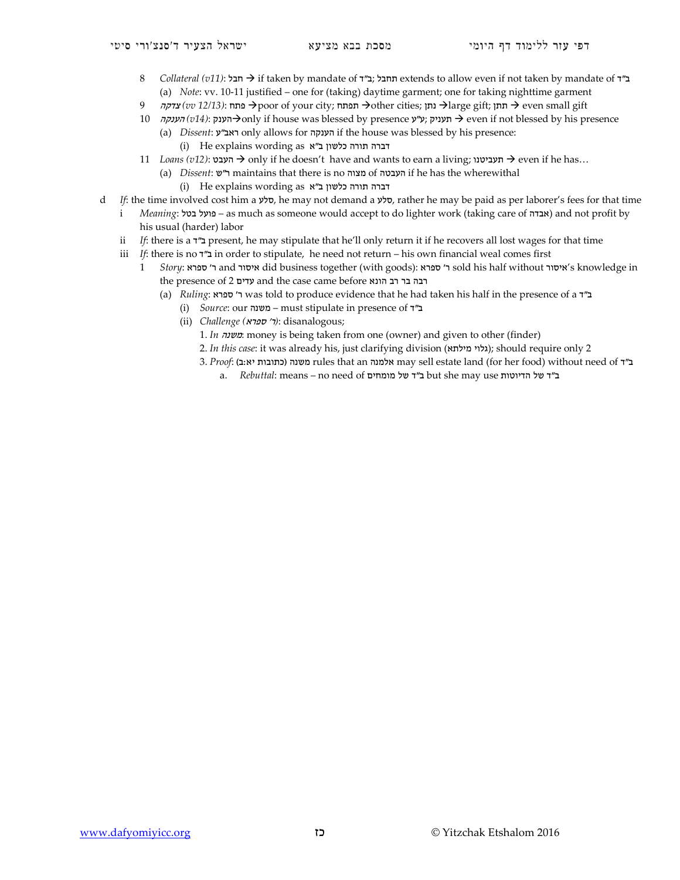8 *Collateral (v11)*: חבל → if taken by mandate of ב"ד; תחבל extends to allow even if not taken by mandate of ב"ד
   (a) *Note*: vv. 10-11 justified – one for (taking) daytime garment; one for taking nighttime garment

9 *צדקה (vv 12/13)*: פתח →poor of your city; תפתח →other cities; נתן →large gift; תתן → even small gift

10 *הענקה (v14)*: הענק→only if house was blessed by presence ע"י; תעניק → even if not blessed by his presence
   (a) *Dissent*: ראב"ע only allows for הענקה if the house was blessed by his presence:
      (i) He explains wording as דברה תורה כלשון ב"א

11 *Loans (v12)*: העבט → only if he doesn't have and wants to earn a living; תעביטנו → even if he has…
   (a) *Dissent*: ר"ש maintains that there is no מצוה of העבטה if he has the wherewithal
      (i) He explains wording as דברה תורה כלשון ב"א

d *If*: the time involved cost him a סלע, he may not demand a סלע, rather he may be paid as per laborer's fees for that time
   i *Meaning*: פועל בטל – as much as someone would accept to do lighter work (taking care of אבדה) and not profit by his usual (harder) labor
   ii *If*: there is a ב"ד present, he may stipulate that he'll only return it if he recovers all lost wages for that time
   iii *If*: there is no ב"ד in order to stipulate, he need not return – his own financial weal comes first
      1 *Story*: ר' ספרא and איסור did business together (with goods): ר' ספרא sold his half without איסור's knowledge in the presence of 2 עדים and the case came before רבה בר רב הונא
         (a) *Ruling*: ר' ספרא was told to produce evidence that he had taken his half in the presence of a ב"ד
            (i) *Source*: our משנה – must stipulate in presence of ב"ד
            (ii) *Challenge (ר' ספרא)*: disanalogous;
               1. *In משנה*: money is being taken from one (owner) and given to other (finder)
               2. *In this case*: it was already his, just clarifying division (גלוי מילתא); should require only 2
               3. *Proof*: משנה (כתובות יא:ב) rules that an אלמנה may sell estate land (for her food) without need of ב"ד
                  a. *Rebuttal*: means – no need of ב"ד של מומחים but she may use ב"ד של הדיוטות